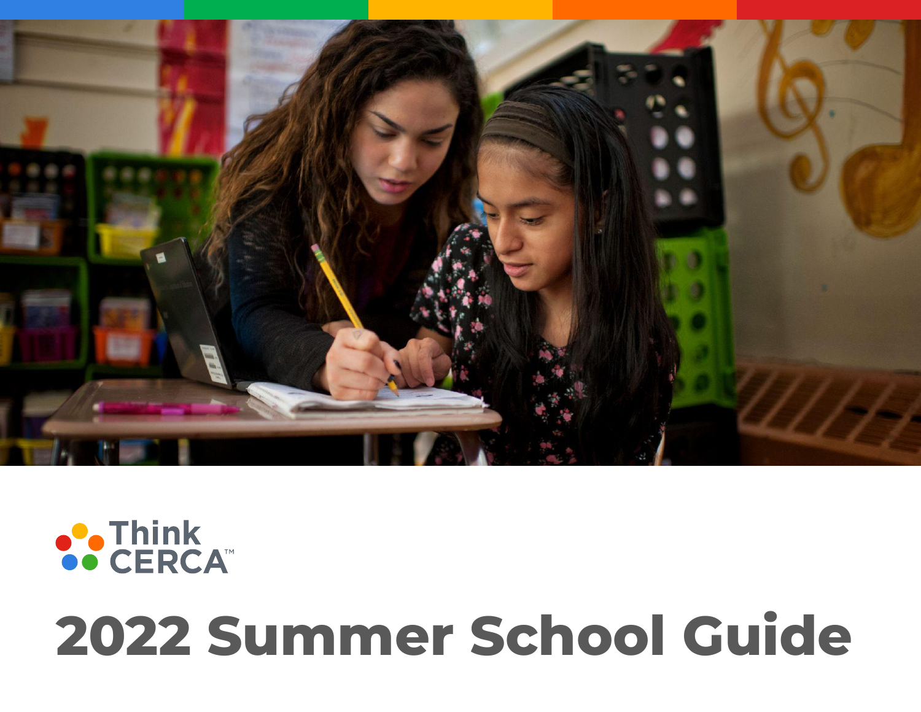Think CERCA™

# 2022 Summer School Guide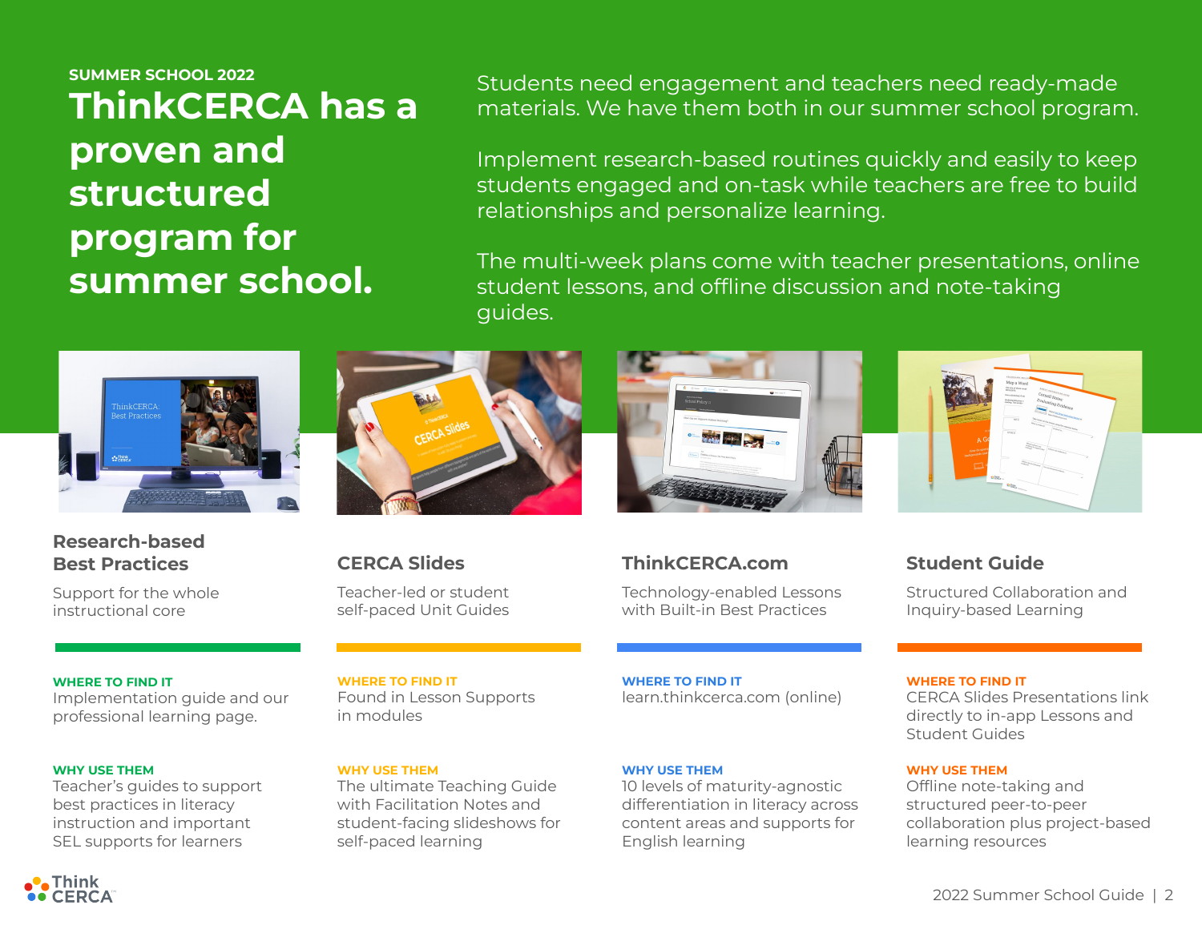SUMMER SCHOOL 2022

# ThinkCERCA has a proven and structured program for summer school.

Students need engagement and teachers need ready-made materials. We have them both in our summer school program.

Implement research-based routines quickly and easily to keep students engaged and on-task while teachers are free to build relationships and personalize learning.

The multi-week plans come with teacher presentations, online student lessons, and offline discussion and note-taking guides.

## Research-based Best Practices

Support for the whole instructional core

**WHERE TO FIND IT**
Implementation guide and our professional learning page.

**WHY USE THEM**
Teacher's guides to support best practices in literacy instruction and important SEL supports for learners

## CERCA Slides

Teacher-led or student self-paced Unit Guides

**WHERE TO FIND IT**
Found in Lesson Supports in modules

**WHY USE THEM**
The ultimate Teaching Guide with Facilitation Notes and student-facing slideshows for self-paced learning

## ThinkCERCA.com

Technology-enabled Lessons with Built-in Best Practices

**WHERE TO FIND IT**
learn.thinkcerca.com (online)

**WHY USE THEM**
10 levels of maturity-agnostic differentiation in literacy across content areas and supports for English learning

## Student Guide

Structured Collaboration and Inquiry-based Learning

**WHERE TO FIND IT**
CERCA Slides Presentations link directly to in-app Lessons and Student Guides

**WHY USE THEM**
Offline note-taking and structured peer-to-peer collaboration plus project-based learning resources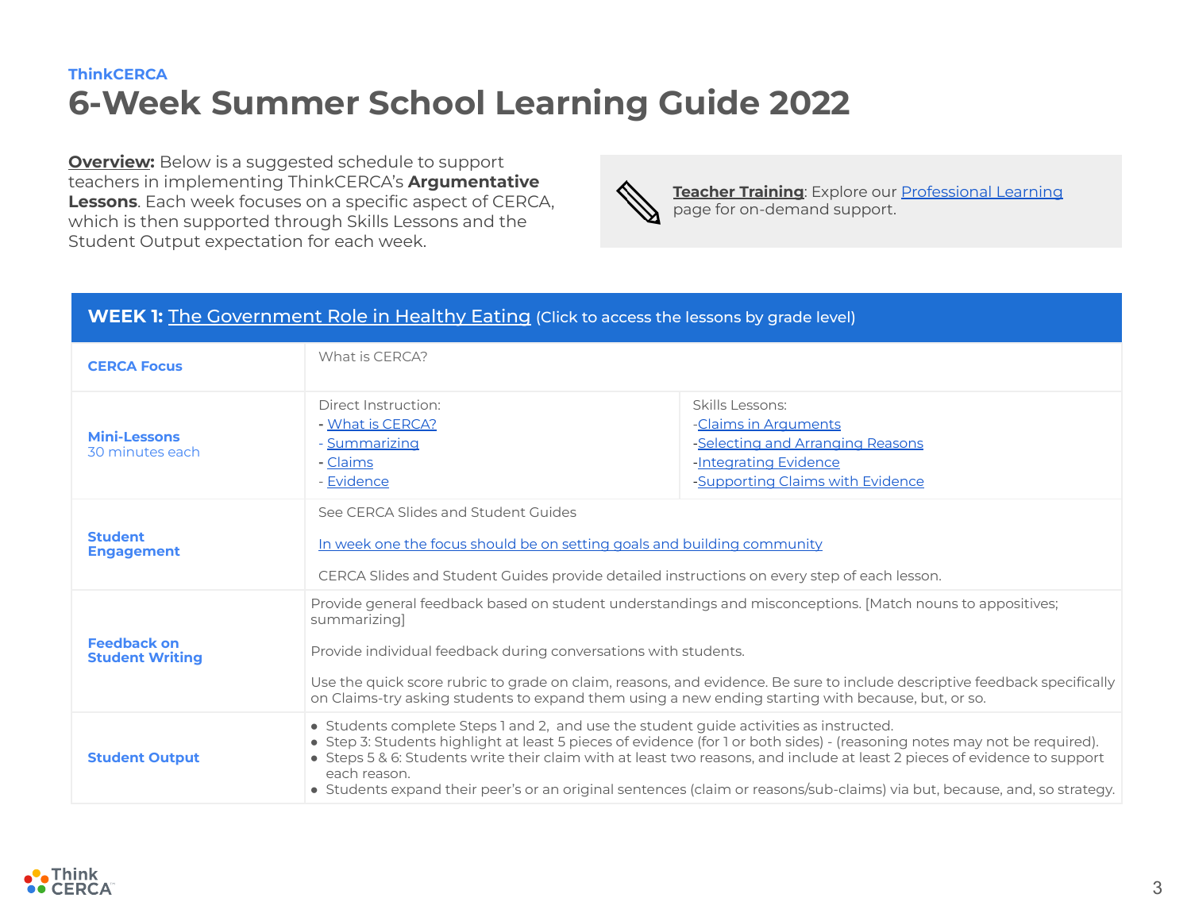ThinkCERCA

# 6-Week Summer School Learning Guide 2022

**Overview:** Below is a suggested schedule to support teachers in implementing ThinkCERCA's **Argumentative Lessons**. Each week focuses on a specific aspect of CERCA, which is then supported through Skills Lessons and the Student Output expectation for each week.

**Teacher Training**: Explore our Professional Learning page for on-demand support.

| **WEEK 1:** The Government Role in Healthy Eating (Click to access the lessons by grade level) | | |
|---|---|---|
| **CERCA Focus** | What is CERCA? | |
| **Mini-Lessons** 30 minutes each | Direct Instruction:<br>- What is CERCA?<br>- Summarizing<br>- Claims<br>- Evidence | Skills Lessons:<br>-Claims in Arguments<br>-Selecting and Arranging Reasons<br>-Integrating Evidence<br>-Supporting Claims with Evidence |
| **Student Engagement** | See CERCA Slides and Student Guides<br><br>In week one the focus should be on setting goals and building community<br><br>CERCA Slides and Student Guides provide detailed instructions on every step of each lesson. | |
| **Feedback on Student Writing** | Provide general feedback based on student understandings and misconceptions. [Match nouns to appositives; summarizing]<br><br>Provide individual feedback during conversations with students.<br><br>Use the quick score rubric to grade on claim, reasons, and evidence. Be sure to include descriptive feedback specifically on Claims-try asking students to expand them using a new ending starting with because, but, or so. | |
| **Student Output** | • Students complete Steps 1 and 2, and use the student guide activities as instructed.<br>• Step 3: Students highlight at least 5 pieces of evidence (for 1 or both sides) - (reasoning notes may not be required).<br>• Steps 5 & 6: Students write their claim with at least two reasons, and include at least 2 pieces of evidence to support each reason.<br>• Students expand their peer's or an original sentences (claim or reasons/sub-claims) via but, because, and, so strategy. | |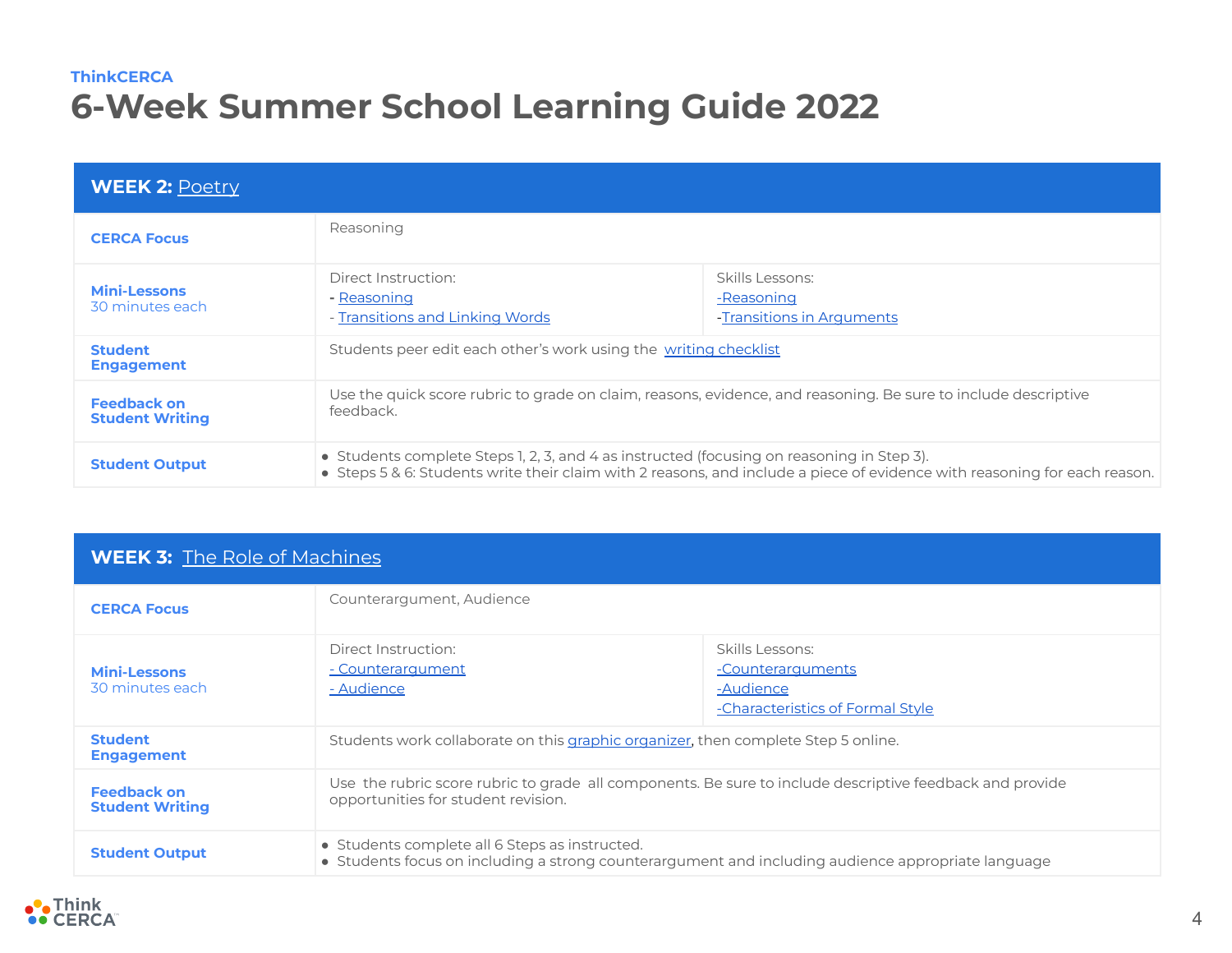ThinkCERCA

# 6-Week Summer School Learning Guide 2022

| **WEEK 2:** Poetry | | |
|---|---|---|
| **CERCA Focus** | Reasoning | |
| **Mini-Lessons** 30 minutes each | Direct Instruction:<br>- Reasoning<br>- Transitions and Linking Words | Skills Lessons:<br>-Reasoning<br>-Transitions in Arguments |
| **Student Engagement** | Students peer edit each other's work using the writing checklist | |
| **Feedback on Student Writing** | Use the quick score rubric to grade on claim, reasons, evidence, and reasoning. Be sure to include descriptive feedback. | |
| **Student Output** | • Students complete Steps 1, 2, 3, and 4 as instructed (focusing on reasoning in Step 3).<br>• Steps 5 & 6: Students write their claim with 2 reasons, and include a piece of evidence with reasoning for each reason. | |

| **WEEK 3:** The Role of Machines | | |
|---|---|---|
| **CERCA Focus** | Counterargument, Audience | |
| **Mini-Lessons** 30 minutes each | Direct Instruction:<br>- Counterargument<br>- Audience | Skills Lessons:<br>-Counterarguments<br>-Audience<br>-Characteristics of Formal Style |
| **Student Engagement** | Students work collaborate on this graphic organizer, then complete Step 5 online. | |
| **Feedback on Student Writing** | Use the rubric score rubric to grade all components. Be sure to include descriptive feedback and provide opportunities for student revision. | |
| **Student Output** | • Students complete all 6 Steps as instructed.<br>• Students focus on including a strong counterargument and including audience appropriate language | |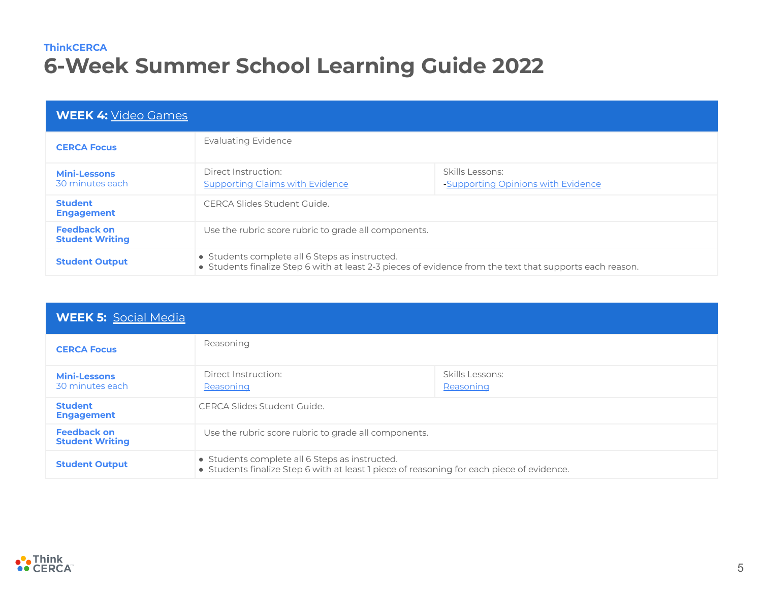ThinkCERCA

# 6-Week Summer School Learning Guide 2022

| **WEEK 4:** Video Games | | |
|---|---|---|
| **CERCA Focus** | Evaluating Evidence | |
| **Mini-Lessons** 30 minutes each | Direct Instruction: Supporting Claims with Evidence | Skills Lessons: -Supporting Opinions with Evidence |
| **Student Engagement** | CERCA Slides Student Guide. | |
| **Feedback on Student Writing** | Use the rubric score rubric to grade all components. | |
| **Student Output** | • Students complete all 6 Steps as instructed.<br>• Students finalize Step 6 with at least 2-3 pieces of evidence from the text that supports each reason. | |

| **WEEK 5:** Social Media | | |
|---|---|---|
| **CERCA Focus** | Reasoning | |
| **Mini-Lessons** 30 minutes each | Direct Instruction: Reasoning | Skills Lessons: Reasoning |
| **Student Engagement** | CERCA Slides Student Guide. | |
| **Feedback on Student Writing** | Use the rubric score rubric to grade all components. | |
| **Student Output** | • Students complete all 6 Steps as instructed.<br>• Students finalize Step 6 with at least 1 piece of reasoning for each piece of evidence. | |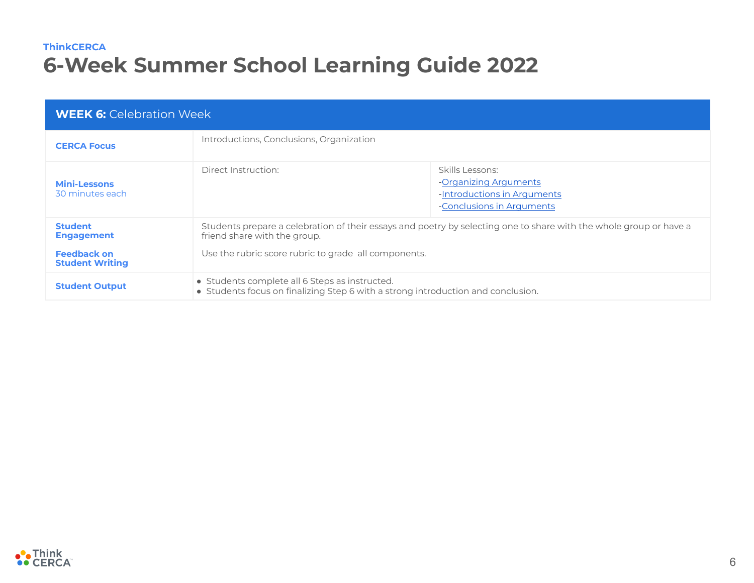ThinkCERCA

# 6-Week Summer School Learning Guide 2022

| **WEEK 6:** Celebration Week | | |
|---|---|---|
| **CERCA Focus** | Introductions, Conclusions, Organization | |
| **Mini-Lessons** 30 minutes each | Direct Instruction: | Skills Lessons: -Organizing Arguments -Introductions in Arguments -Conclusions in Arguments |
| **Student Engagement** | Students prepare a celebration of their essays and poetry by selecting one to share with the whole group or have a friend share with the group. | |
| **Feedback on Student Writing** | Use the rubric score rubric to grade  all components. | |
| **Student Output** | • Students complete all 6 Steps as instructed. • Students focus on finalizing Step 6 with a strong introduction and conclusion. | |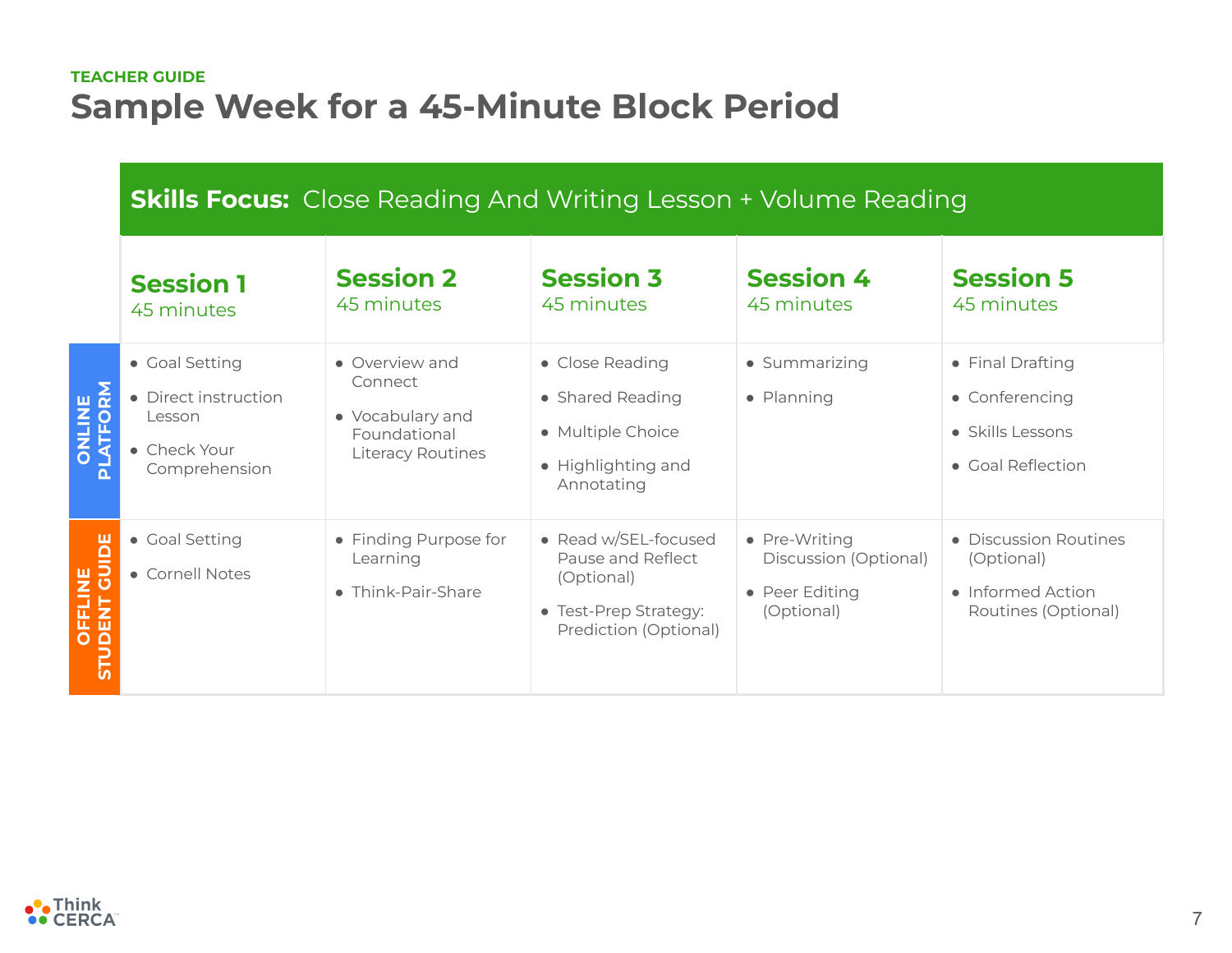TEACHER GUIDE

# Sample Week for a 45-Minute Block Period

**Skills Focus:** Close Reading And Writing Lesson + Volume Reading

| | Session 1<br>45 minutes | Session 2<br>45 minutes | Session 3<br>45 minutes | Session 4<br>45 minutes | Session 5<br>45 minutes |
|---|---|---|---|---|---|
| **ONLINE PLATFORM** | • Goal Setting<br>• Direct instruction Lesson<br>• Check Your Comprehension | • Overview and Connect<br>• Vocabulary and Foundational Literacy Routines | • Close Reading<br>• Shared Reading<br>• Multiple Choice<br>• Highlighting and Annotating | • Summarizing<br>• Planning | • Final Drafting<br>• Conferencing<br>• Skills Lessons<br>• Goal Reflection |
| **OFFLINE STUDENT GUIDE** | • Goal Setting<br>• Cornell Notes | • Finding Purpose for Learning<br>• Think-Pair-Share | • Read w/SEL-focused Pause and Reflect (Optional)<br>• Test-Prep Strategy: Prediction (Optional) | • Pre-Writing Discussion (Optional)<br>• Peer Editing (Optional) | • Discussion Routines (Optional)<br>• Informed Action Routines (Optional) |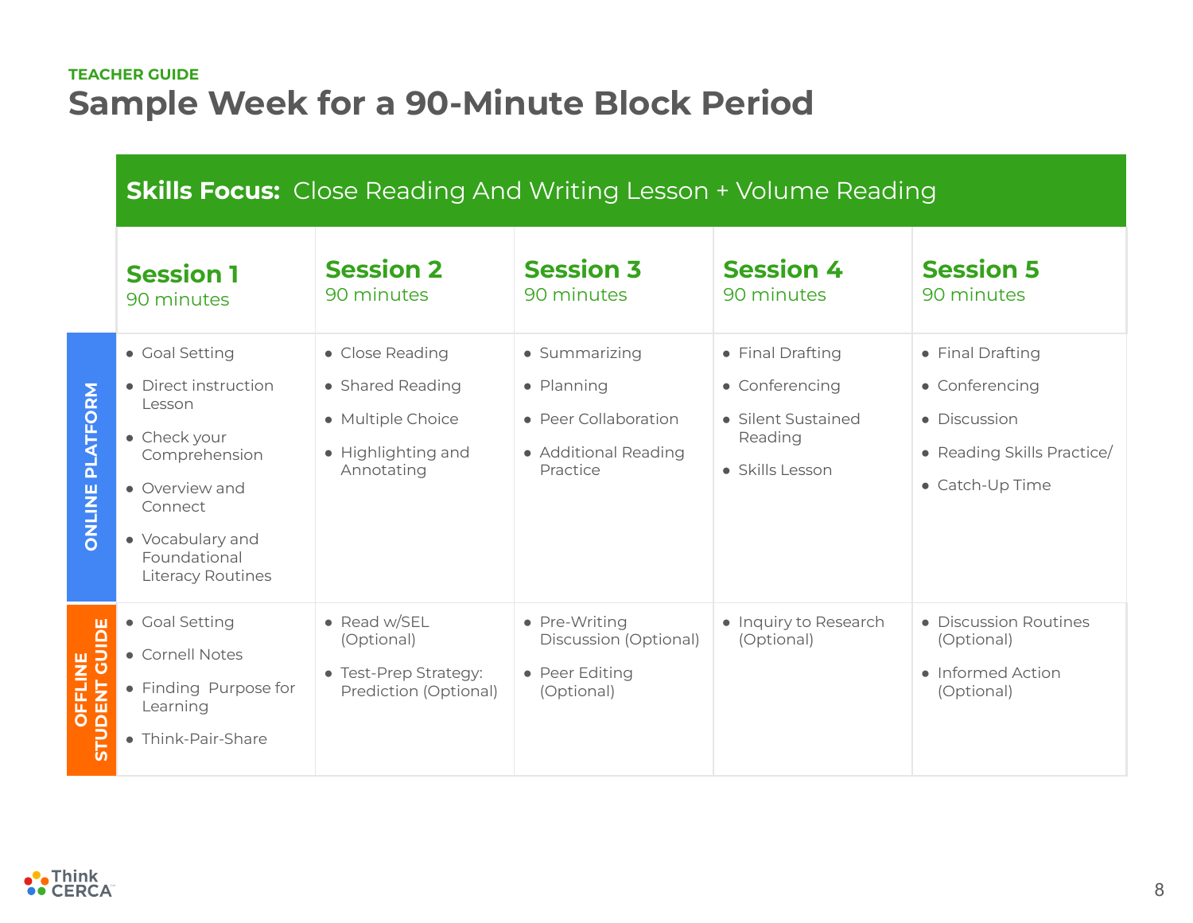TEACHER GUIDE

# Sample Week for a 90-Minute Block Period

**Skills Focus:** Close Reading And Writing Lesson + Volume Reading

| | Session 1<br>90 minutes | Session 2<br>90 minutes | Session 3<br>90 minutes | Session 4<br>90 minutes | Session 5<br>90 minutes |
|---|---|---|---|---|---|
| **ONLINE PLATFORM** | • Goal Setting<br>• Direct instruction Lesson<br>• Check your Comprehension<br>• Overview and Connect<br>• Vocabulary and Foundational Literacy Routines | • Close Reading<br>• Shared Reading<br>• Multiple Choice<br>• Highlighting and Annotating | • Summarizing<br>• Planning<br>• Peer Collaboration<br>• Additional Reading Practice | • Final Drafting<br>• Conferencing<br>• Silent Sustained Reading<br>• Skills Lesson | • Final Drafting<br>• Conferencing<br>• Discussion<br>• Reading Skills Practice/<br>• Catch-Up Time |
| **OFFLINE STUDENT GUIDE** | • Goal Setting<br>• Cornell Notes<br>• Finding Purpose for Learning<br>• Think-Pair-Share | • Read w/SEL (Optional)<br>• Test-Prep Strategy: Prediction (Optional) | • Pre-Writing Discussion (Optional)<br>• Peer Editing (Optional) | • Inquiry to Research (Optional) | • Discussion Routines (Optional)<br>• Informed Action (Optional) |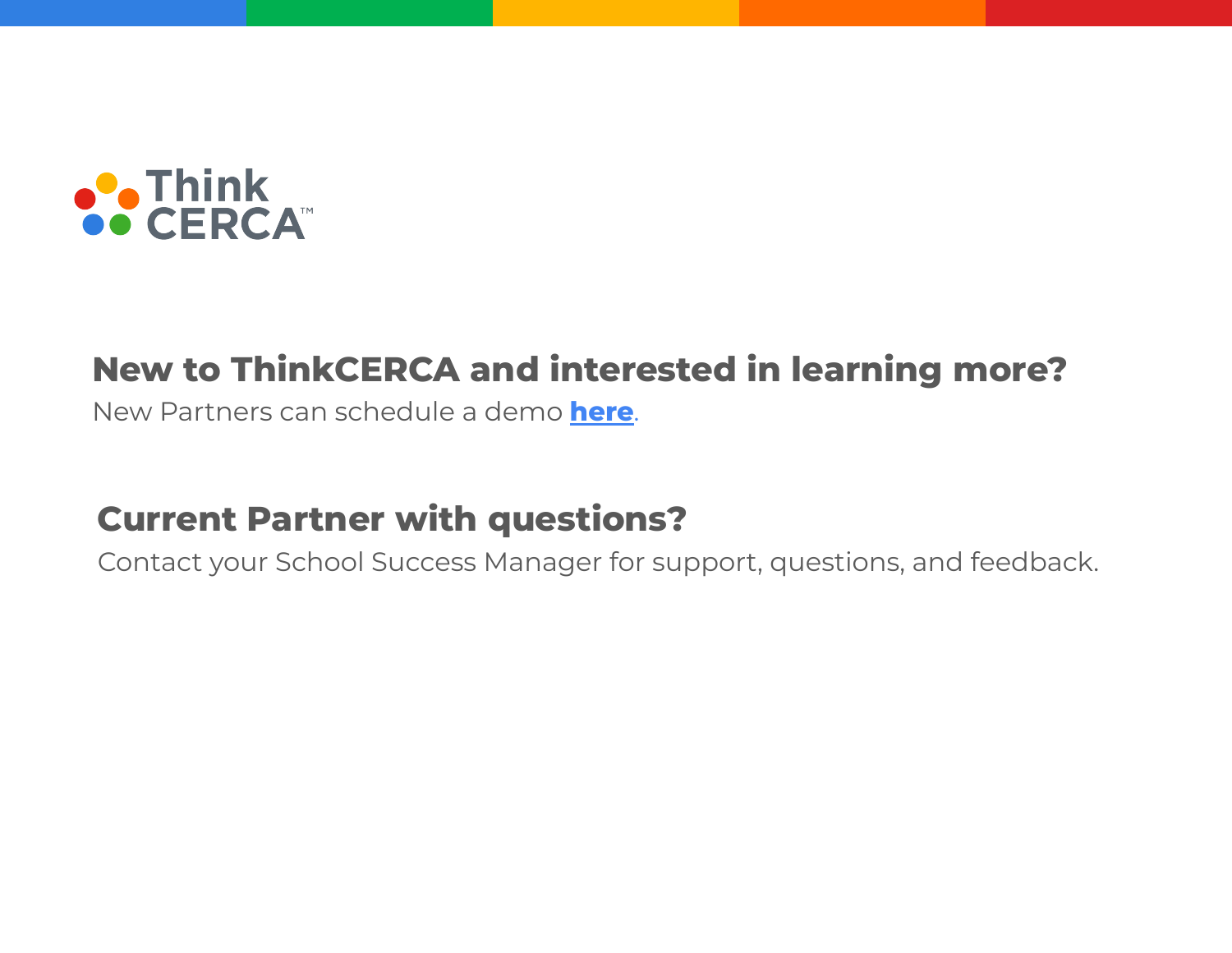ThinkCERCA™

## New to ThinkCERCA and interested in learning more?

New Partners can schedule a demo **here**.

## Current Partner with questions?

Contact your School Success Manager for support, questions, and feedback.